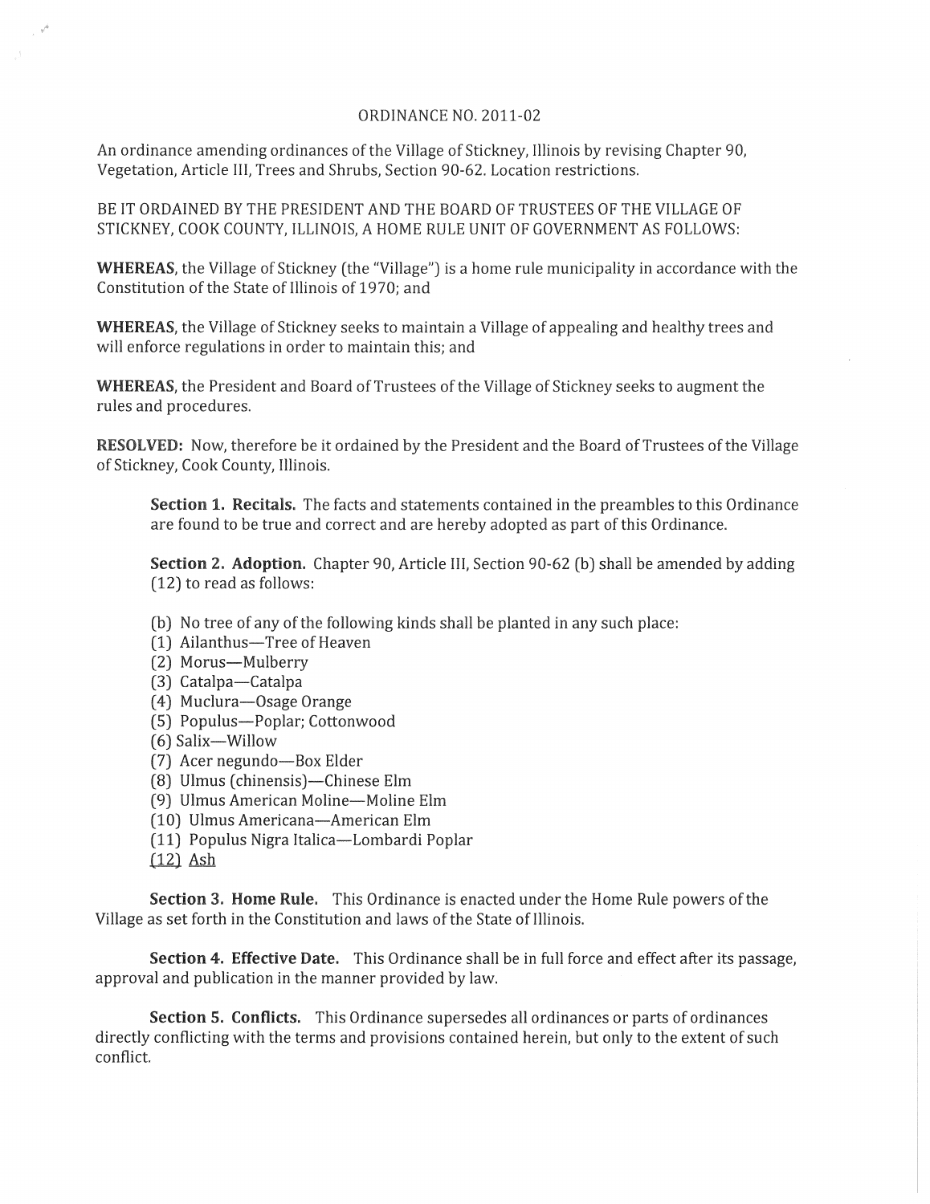ORDINANCE NO. 2011-02

An ordinance amending ordinances of the Village of Stickney, Illinois by revising Chapter 90, Vegetation, Article III, Trees and Shrubs, Section 90-62. Location restrictions.

BE IT ORDAINED BY THE PRESIDENT AND THE BOARD OF TRUSTEES OF THE VILLAGE OF STICKNEY, COOK COUNTY, ILLINOIS, A HOME RULE UNIT OF GOVERNMENT AS FOLLOWS:

**WHEREAS**, the Village of Stickney (the "Village") is a home rule municipality in accordance with the Constitution of the State of Illinois of 1970; and

**WHEREAS**, the Village of Stickney seeks to maintain a Village of appealing and healthy trees and will enforce regulations in order to maintain this; and

**WHEREAS**, the President and Board of Trustees of the Village of Stickney seeks to augment the rules and procedures.

**RESOLVED:** Now, therefore be it ordained by the President and the Board of Trustees of the Village of Stickney, Cook County, Illinois.

**Section 1. Recitals.** The facts and statements contained in the preambles to this Ordinance are found to be true and correct and are hereby adopted as part of this Ordinance.

**Section 2. Adoption.** Chapter 90, Article III, Section 90-62 (b) shall be amended by adding (12) to read as follows:

(b) No tree of any of the following kinds shall be planted in any such place:
(1) Ailanthus—Tree of Heaven
(2) Morus—Mulberry
(3) Catalpa—Catalpa
(4) Muclura—Osage Orange
(5) Populus—Poplar; Cottonwood
(6) Salix—Willow
(7) Acer negundo—Box Elder
(8) Ulmus (chinensis)—Chinese Elm
(9) Ulmus American Moline—Moline Elm
(10) Ulmus Americana—American Elm
(11) Populus Nigra Italica—Lombardi Poplar
(12) Ash

**Section 3. Home Rule.** This Ordinance is enacted under the Home Rule powers of the Village as set forth in the Constitution and laws of the State of Illinois.

**Section 4. Effective Date.** This Ordinance shall be in full force and effect after its passage, approval and publication in the manner provided by law.

**Section 5. Conflicts.** This Ordinance supersedes all ordinances or parts of ordinances directly conflicting with the terms and provisions contained herein, but only to the extent of such conflict.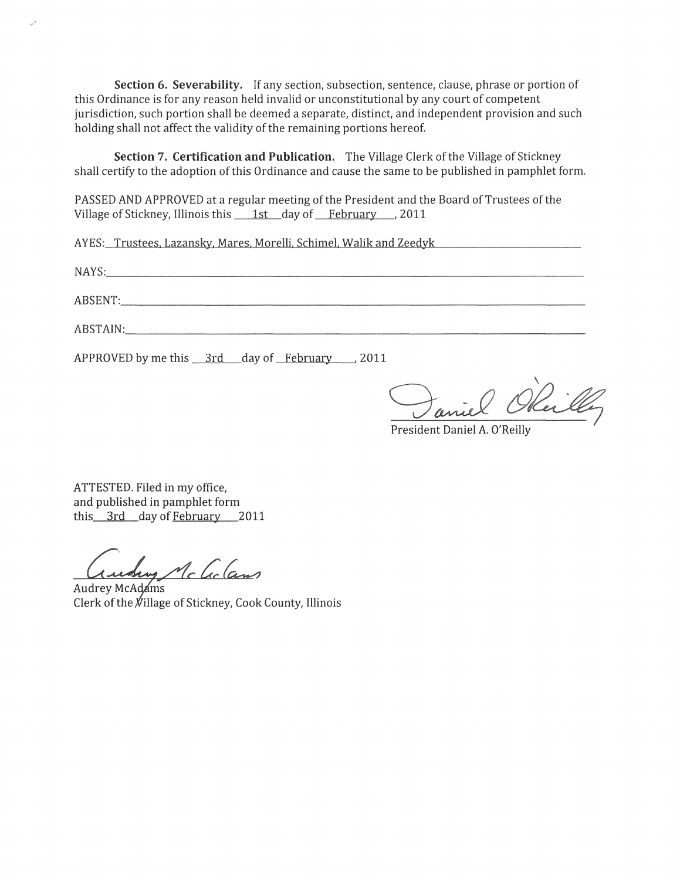**Section 6. Severability.** If any section, subsection, sentence, clause, phrase or portion of this Ordinance is for any reason held invalid or unconstitutional by any court of competent jurisdiction, such portion shall be deemed a separate, distinct, and independent provision and such holding shall not affect the validity of the remaining portions hereof.

**Section 7. Certification and Publication.** The Village Clerk of the Village of Stickney shall certify to the adoption of this Ordinance and cause the same to be published in pamphlet form.

PASSED AND APPROVED at a regular meeting of the President and the Board of Trustees of the Village of Stickney, Illinois this 1st day of February, 2011

AYES: Trustees, Lazansky, Mares, Morelli, Schimel, Walik and Zeedyk

NAYS:

ABSENT:

ABSTAIN:

APPROVED by me this 3rd day of February, 2011

Daniel O'Reilly
President Daniel A. O'Reilly

ATTESTED. Filed in my office,
and published in pamphlet form
this 3rd day of February 2011

Audrey McAdams
Audrey McAdams
Clerk of the Village of Stickney, Cook County, Illinois